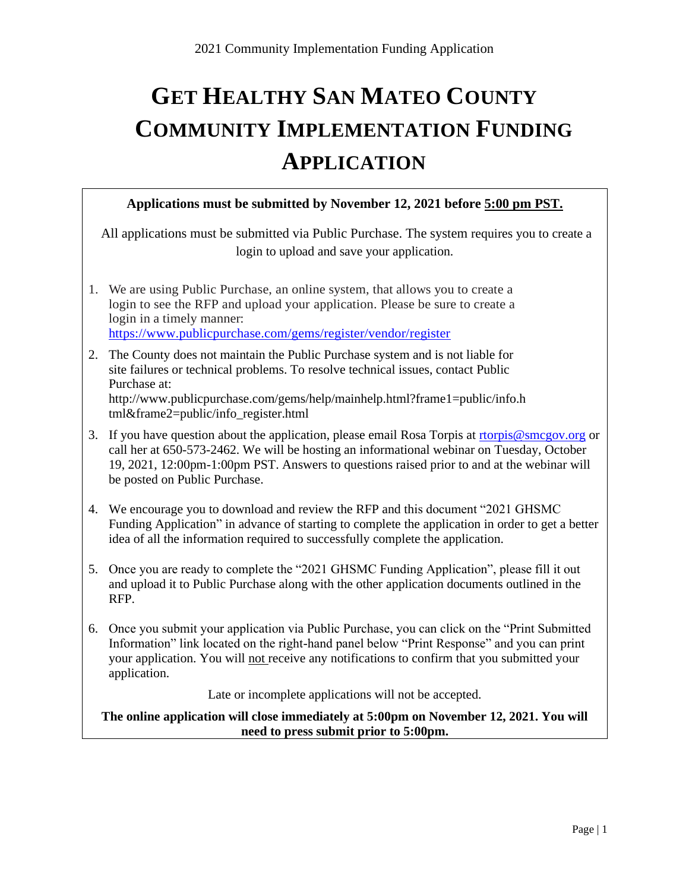# GET HEALTHY SAN MATEO COUNTY COMMUNITY IMPLEMENTATION FUNDING APPLICATION

**Applications must be submitted by November 12, 2021 before 5:00 pm PST.**

All applications must be submitted via Public Purchase. The system requires you to create a login to upload and save your application.

1. We are using Public Purchase, an online system, that allows you to create a login to see the RFP and upload your application. Please be sure to create a login in a timely manner: https://www.publicpurchase.com/gems/register/vendor/register
2. The County does not maintain the Public Purchase system and is not liable for site failures or technical problems. To resolve technical issues, contact Public Purchase at: http://www.publicpurchase.com/gems/help/mainhelp.html?frame1=public/info.html&frame2=public/info_register.html
3. If you have question about the application, please email Rosa Torpis at rtorpis@smcgov.org or call her at 650-573-2462. We will be hosting an informational webinar on Tuesday, October 19, 2021, 12:00pm-1:00pm PST. Answers to questions raised prior to and at the webinar will be posted on Public Purchase.
4. We encourage you to download and review the RFP and this document "2021 GHSMC Funding Application" in advance of starting to complete the application in order to get a better idea of all the information required to successfully complete the application.
5. Once you are ready to complete the "2021 GHSMC Funding Application", please fill it out and upload it to Public Purchase along with the other application documents outlined in the RFP.
6. Once you submit your application via Public Purchase, you can click on the "Print Submitted Information" link located on the right-hand panel below "Print Response" and you can print your application. You will not receive any notifications to confirm that you submitted your application.

Late or incomplete applications will not be accepted.

**The online application will close immediately at 5:00pm on November 12, 2021. You will need to press submit prior to 5:00pm.**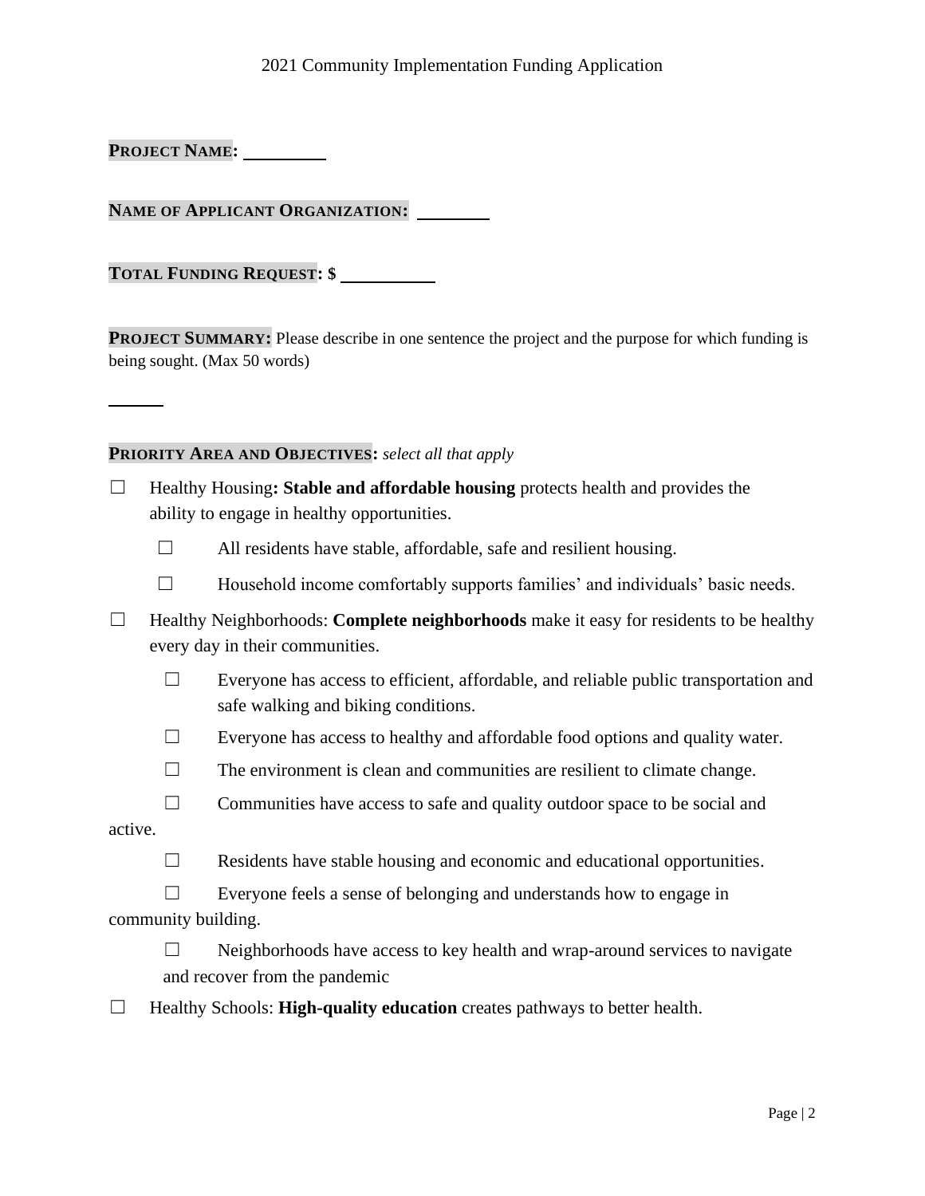**PROJECT NAME:** \_\_\_\_\_\_\_\_\_\_

**NAME OF APPLICANT ORGANIZATION:** \_\_\_\_\_\_\_\_\_

**TOTAL FUNDING REQUEST: $** \_\_\_\_\_\_\_\_\_\_\_\_

**PROJECT SUMMARY:** Please describe in one sentence the project and the purpose for which funding is being sought. (Max 50 words)

\_\_\_\_\_\_\_

**PRIORITY AREA AND OBJECTIVES:** *select all that apply*

- ☐ Healthy Housing**: Stable and affordable housing** protects health and provides the ability to engage in healthy opportunities.
  - ☐ All residents have stable, affordable, safe and resilient housing.
  - ☐ Household income comfortably supports families' and individuals' basic needs.
- ☐ Healthy Neighborhoods: **Complete neighborhoods** make it easy for residents to be healthy every day in their communities.
  - ☐ Everyone has access to efficient, affordable, and reliable public transportation and safe walking and biking conditions.
  - ☐ Everyone has access to healthy and affordable food options and quality water.
  - ☐ The environment is clean and communities are resilient to climate change.
  - ☐ Communities have access to safe and quality outdoor space to be social and active.
  - ☐ Residents have stable housing and economic and educational opportunities.
  - ☐ Everyone feels a sense of belonging and understands how to engage in community building.
  - ☐ Neighborhoods have access to key health and wrap-around services to navigate and recover from the pandemic
- ☐ Healthy Schools: **High-quality education** creates pathways to better health.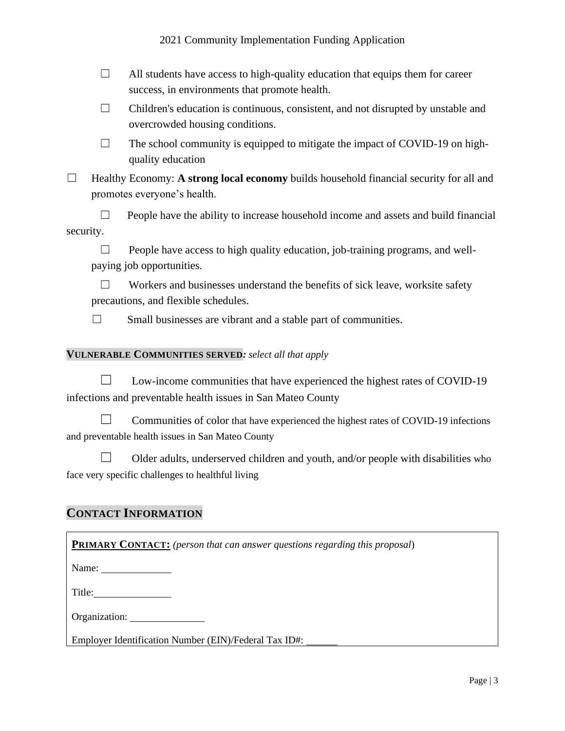- ☐ All students have access to high-quality education that equips them for career success, in environments that promote health.
- ☐ Children's education is continuous, consistent, and not disrupted by unstable and overcrowded housing conditions.
- ☐ The school community is equipped to mitigate the impact of COVID-19 on high-quality education

☐ Healthy Economy: **A strong local economy** builds household financial security for all and promotes everyone's health.

- ☐ People have the ability to increase household income and assets and build financial security.
- ☐ People have access to high quality education, job-training programs, and well-paying job opportunities.
- ☐ Workers and businesses understand the benefits of sick leave, worksite safety precautions, and flexible schedules.
- ☐ Small businesses are vibrant and a stable part of communities.

**VULNERABLE COMMUNITIES SERVED***: select all that apply*

☐ Low-income communities that have experienced the highest rates of COVID-19 infections and preventable health issues in San Mateo County

☐ Communities of color that have experienced the highest rates of COVID-19 infections and preventable health issues in San Mateo County

☐ Older adults, underserved children and youth, and/or people with disabilities who face very specific challenges to healthful living

## CONTACT INFORMATION

**PRIMARY CONTACT:** *(person that can answer questions regarding this proposal)*

Name: ____________

Title: ____________

Organization: ____________

Employer Identification Number (EIN)/Federal Tax ID#: ______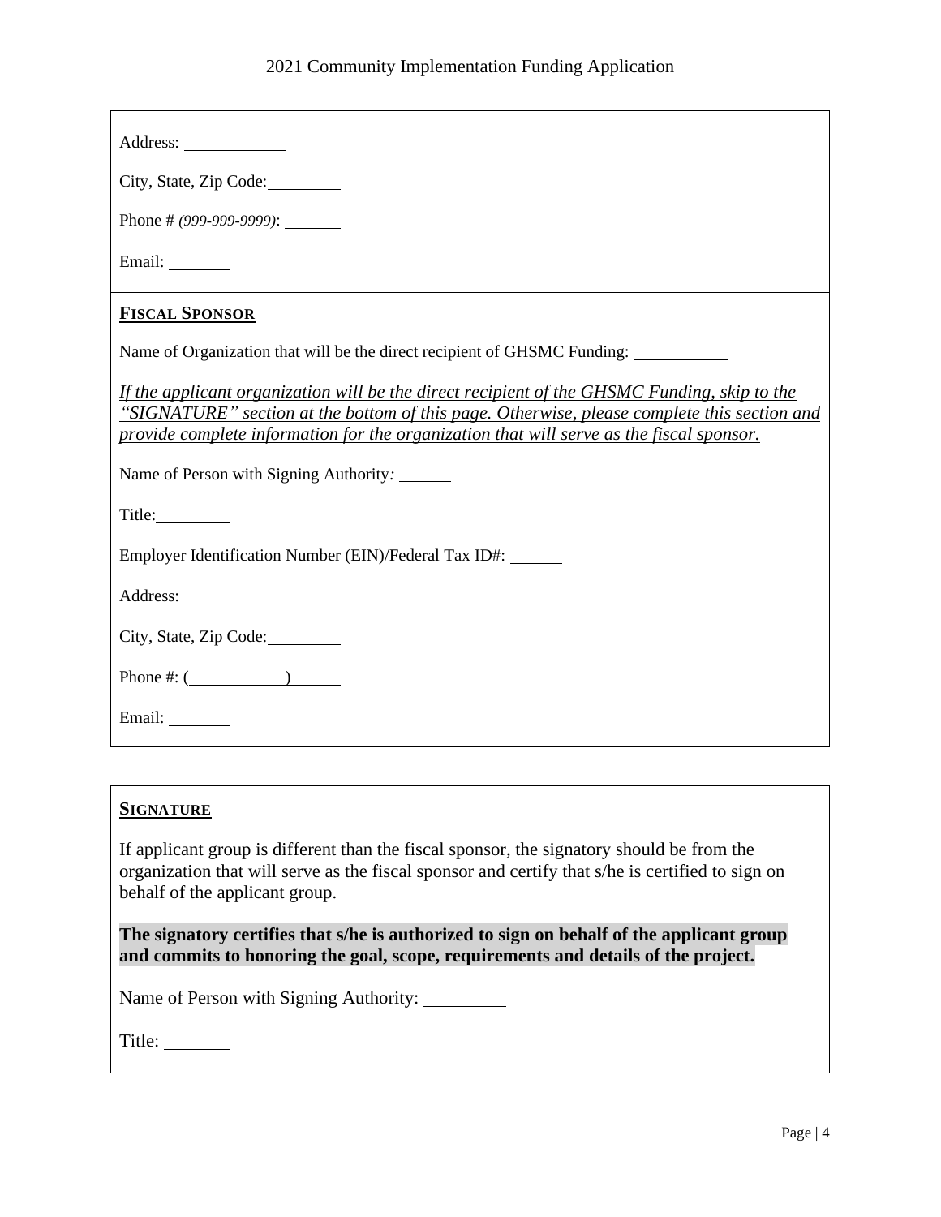Address: \_\_\_\_\_\_\_\_\_\_

City, State, Zip Code: \_\_\_\_\_\_\_\_\_\_

Phone # *(999-999-9999)*: \_\_\_\_\_\_\_\_\_\_

Email: \_\_\_\_\_\_\_\_\_\_

## FISCAL SPONSOR

Name of Organization that will be the direct recipient of GHSMC Funding: \_\_\_\_\_\_\_\_\_\_

*If the applicant organization will be the direct recipient of the GHSMC Funding, skip to the "SIGNATURE" section at the bottom of this page. Otherwise, please complete this section and provide complete information for the organization that will serve as the fiscal sponsor.*

Name of Person with Signing Authority: \_\_\_\_\_\_\_\_\_\_

Title: \_\_\_\_\_\_\_\_\_\_

Employer Identification Number (EIN)/Federal Tax ID#: \_\_\_\_\_\_\_\_\_\_

Address: \_\_\_\_\_\_\_\_\_\_

City, State, Zip Code: \_\_\_\_\_\_\_\_\_\_

Phone #: (\_\_\_\_\_\_\_\_\_\_) \_\_\_\_\_\_\_\_\_\_

Email: \_\_\_\_\_\_\_\_\_\_

## SIGNATURE

If applicant group is different than the fiscal sponsor, the signatory should be from the organization that will serve as the fiscal sponsor and certify that s/he is certified to sign on behalf of the applicant group.

**The signatory certifies that s/he is authorized to sign on behalf of the applicant group and commits to honoring the goal, scope, requirements and details of the project.**

Name of Person with Signing Authority: \_\_\_\_\_\_\_\_\_\_

Title: \_\_\_\_\_\_\_\_\_\_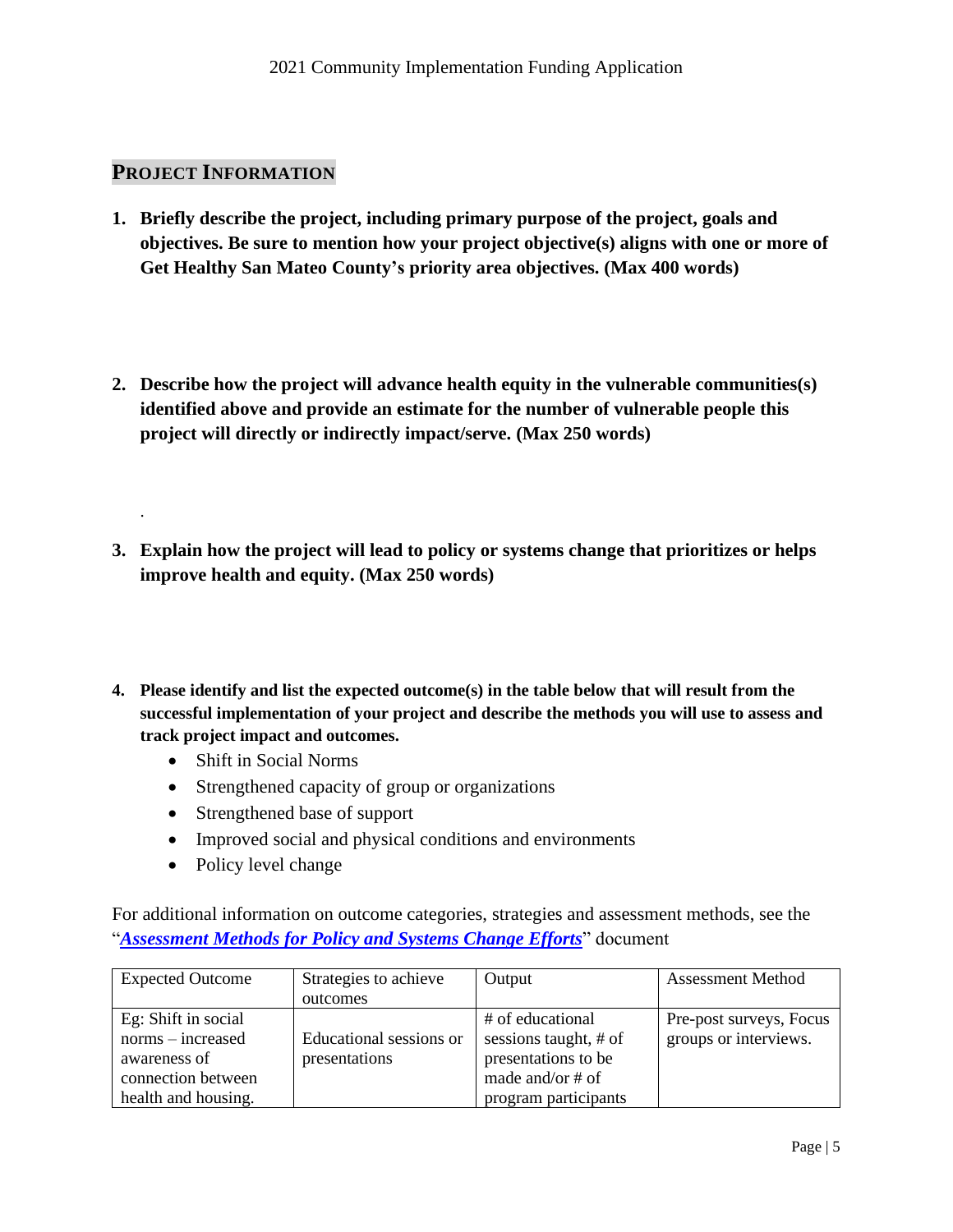## PROJECT INFORMATION

1. **Briefly describe the project, including primary purpose of the project, goals and objectives. Be sure to mention how your project objective(s) aligns with one or more of Get Healthy San Mateo County's priority area objectives. (Max 400 words)**

2. **Describe how the project will advance health equity in the vulnerable communities(s) identified above and provide an estimate for the number of vulnerable people this project will directly or indirectly impact/serve. (Max 250 words)**

.

3. **Explain how the project will lead to policy or systems change that prioritizes or helps improve health and equity. (Max 250 words)**

4. **Please identify and list the expected outcome(s) in the table below that will result from the successful implementation of your project and describe the methods you will use to assess and track project impact and outcomes.**
   - Shift in Social Norms
   - Strengthened capacity of group or organizations
   - Strengthened base of support
   - Improved social and physical conditions and environments
   - Policy level change

For additional information on outcome categories, strategies and assessment methods, see the "***Assessment Methods for Policy and Systems Change Efforts***" document

| Expected Outcome | Strategies to achieve outcomes | Output | Assessment Method |
|---|---|---|---|
| Eg: Shift in social norms – increased awareness of connection between health and housing. | Educational sessions or presentations | # of educational sessions taught, # of presentations to be made and/or # of program participants | Pre-post surveys, Focus groups or interviews. |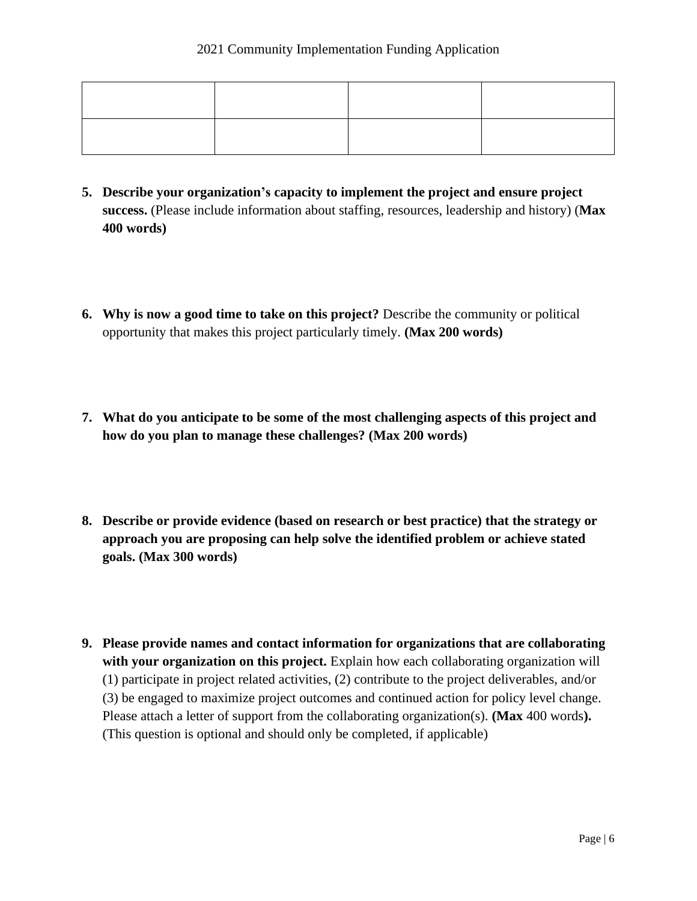| | | | |
|---|---|---|---|
| | | | |
| | | | |

5. **Describe your organization's capacity to implement the project and ensure project success.** (Please include information about staffing, resources, leadership and history) (**Max 400 words)**

6. **Why is now a good time to take on this project?** Describe the community or political opportunity that makes this project particularly timely. **(Max 200 words)**

7. **What do you anticipate to be some of the most challenging aspects of this project and how do you plan to manage these challenges? (Max 200 words)**

8. **Describe or provide evidence (based on research or best practice) that the strategy or approach you are proposing can help solve the identified problem or achieve stated goals. (Max 300 words)**

9. **Please provide names and contact information for organizations that are collaborating with your organization on this project.** Explain how each collaborating organization will (1) participate in project related activities, (2) contribute to the project deliverables, and/or (3) be engaged to maximize project outcomes and continued action for policy level change. Please attach a letter of support from the collaborating organization(s). **(Max** 400 words**).** (This question is optional and should only be completed, if applicable)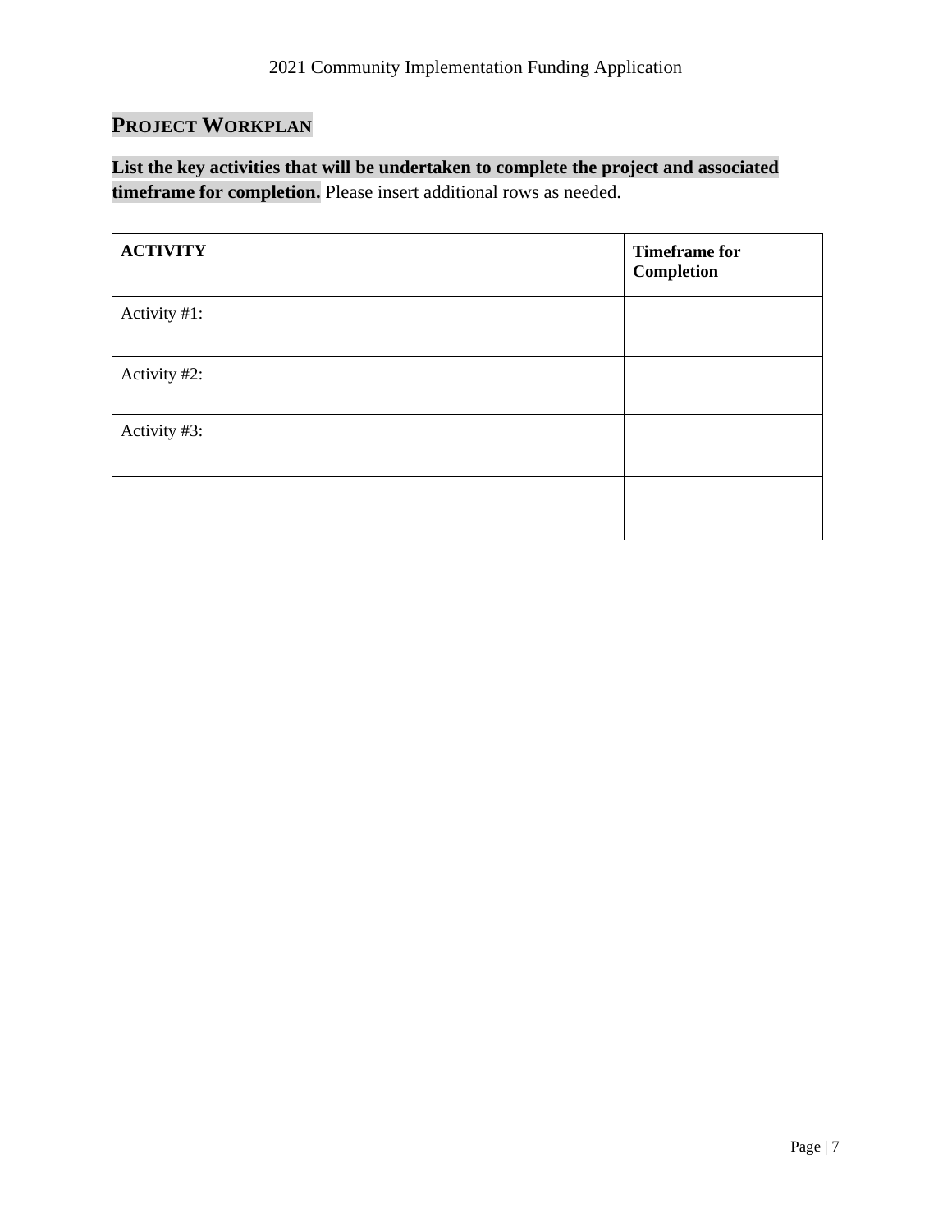## PROJECT WORKPLAN

**List the key activities that will be undertaken to complete the project and associated timeframe for completion.** Please insert additional rows as needed.

| **ACTIVITY** | **Timeframe for Completion** |
| --- | --- |
| Activity #1: | |
| Activity #2: | |
| Activity #3: | |
| | |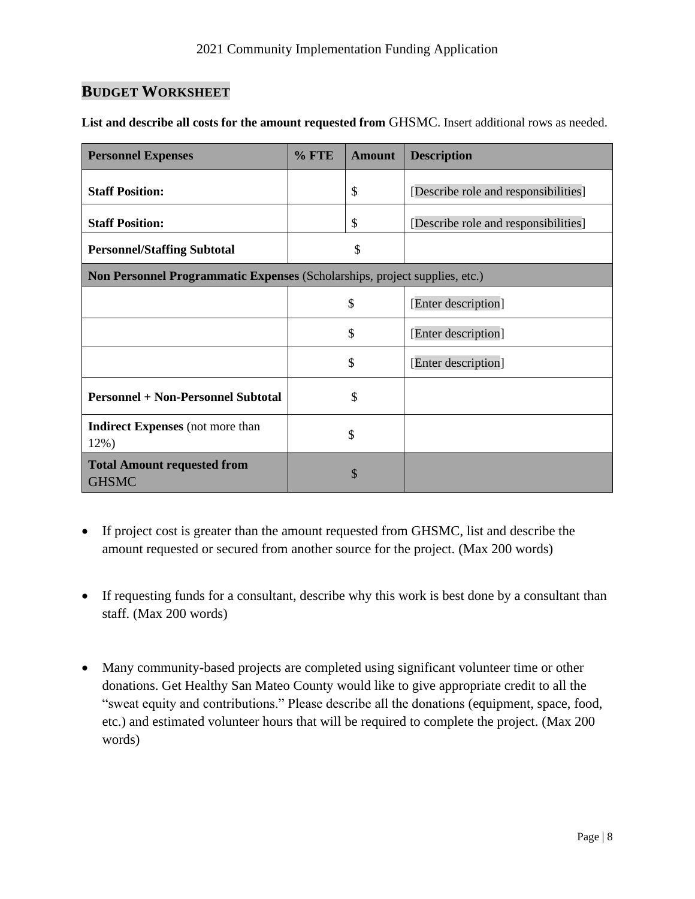## BUDGET WORKSHEET

**List and describe all costs for the amount requested from** GHSMC. Insert additional rows as needed.

| **Personnel Expenses** | **% FTE** | **Amount** | **Description** |
|---|---|---|---|
| **Staff Position:** | | $ | [Describe role and responsibilities] |
| **Staff Position:** | | $ | [Describe role and responsibilities] |
| **Personnel/Staffing Subtotal** | $ | | |
| **Non Personnel Programmatic Expenses** (Scholarships, project supplies, etc.) | | | |
| | $ | | [Enter description] |
| | $ | | [Enter description] |
| | $ | | [Enter description] |
| **Personnel + Non-Personnel Subtotal** | $ | | |
| **Indirect Expenses** (not more than 12%) | $ | | |
| **Total Amount requested from** GHSMC | $ | | |

- If project cost is greater than the amount requested from GHSMC, list and describe the amount requested or secured from another source for the project. (Max 200 words)

- If requesting funds for a consultant, describe why this work is best done by a consultant than staff. (Max 200 words)

- Many community-based projects are completed using significant volunteer time or other donations. Get Healthy San Mateo County would like to give appropriate credit to all the "sweat equity and contributions." Please describe all the donations (equipment, space, food, etc.) and estimated volunteer hours that will be required to complete the project. (Max 200 words)